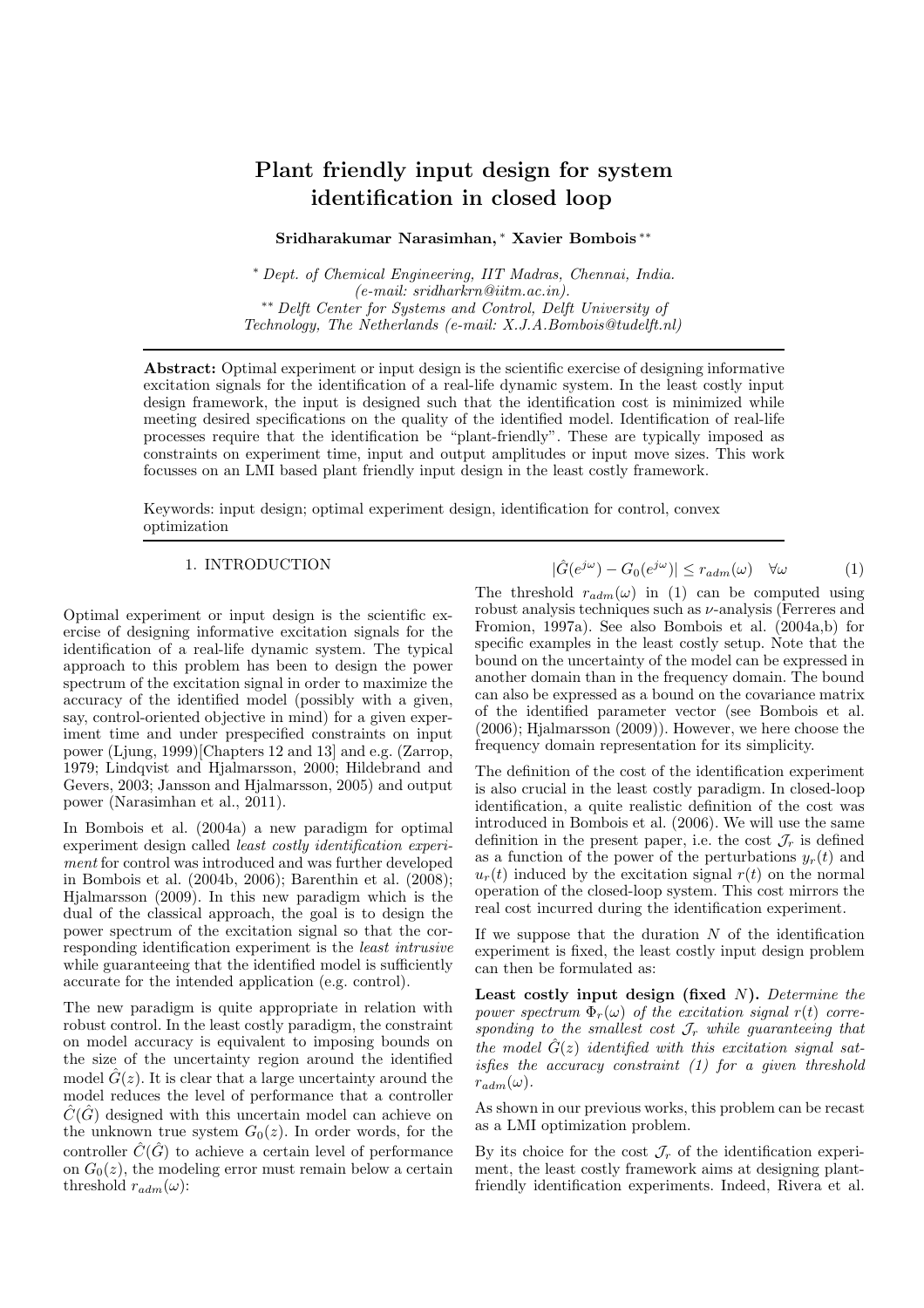# Plant friendly input design for system identification in closed loop

**Sridharakumar Narasimhan,** [*] **Xavier Bombois** [**]

[*] *Dept. of Chemical Engineering, IIT Madras, Chennai, India. (e-mail: sridharkrn@iitm.ac.in).*
[**] *Delft Center for Systems and Control, Delft University of Technology, The Netherlands (e-mail: X.J.A.Bombois@tudelft.nl)*

**Abstract:** Optimal experiment or input design is the scientific exercise of designing informative excitation signals for the identification of a real-life dynamic system. In the least costly input design framework, the input is designed such that the identification cost is minimized while meeting desired specifications on the quality of the identified model. Identification of real-life processes require that the identification be "plant-friendly". These are typically imposed as constraints on experiment time, input and output amplitudes or input move sizes. This work focusses on an LMI based plant friendly input design in the least costly framework.

Keywords: input design; optimal experiment design, identification for control, convex optimization

## 1. INTRODUCTION

Optimal experiment or input design is the scientific exercise of designing informative excitation signals for the identification of a real-life dynamic system. The typical approach to this problem has been to design the power spectrum of the excitation signal in order to maximize the accuracy of the identified model (possibly with a given, say, control-oriented objective in mind) for a given experiment time and under prespecified constraints on input power (Ljung, 1999)[Chapters 12 and 13] and e.g. (Zarrop, 1979; Lindqvist and Hjalmarsson, 2000; Hildebrand and Gevers, 2003; Jansson and Hjalmarsson, 2005) and output power (Narasimhan et al., 2011).

In Bombois et al. (2004a) a new paradigm for optimal experiment design called *least costly identification experiment* for control was introduced and was further developed in Bombois et al. (2004b, 2006); Barenthin et al. (2008); Hjalmarsson (2009). In this new paradigm which is the dual of the classical approach, the goal is to design the power spectrum of the excitation signal so that the corresponding identification experiment is the *least intrusive* while guaranteeing that the identified model is sufficiently accurate for the intended application (e.g. control).

The new paradigm is quite appropriate in relation with robust control. In the least costly paradigm, the constraint on model accuracy is equivalent to imposing bounds on the size of the uncertainty region around the identified model $\hat{G}(z)$. It is clear that a large uncertainty around the model reduces the level of performance that a controller $\hat{C}(\hat{G})$ designed with this uncertain model can achieve on the unknown true system $G_0(z)$. In order words, for the controller $\hat{C}(\hat{G})$ to achieve a certain level of performance on $G_0(z)$, the modeling error must remain below a certain threshold $r_{adm}(\omega)$:

$$|\hat{G}(e^{j\omega}) - G_0(e^{j\omega})| \leq r_{adm}(\omega) \quad \forall \omega \tag{1}$$

The threshold $r_{adm}(\omega)$ in (1) can be computed using robust analysis techniques such as $\nu$-analysis (Ferreres and Fromion, 1997a). See also Bombois et al. (2004a,b) for specific examples in the least costly setup. Note that the bound on the uncertainty of the model can be expressed in another domain than in the frequency domain. The bound can also be expressed as a bound on the covariance matrix of the identified parameter vector (see Bombois et al. (2006); Hjalmarsson (2009)). However, we here choose the frequency domain representation for its simplicity.

The definition of the cost of the identification experiment is also crucial in the least costly paradigm. In closed-loop identification, a quite realistic definition of the cost was introduced in Bombois et al. (2006). We will use the same definition in the present paper, i.e. the cost $\mathcal{J}_r$ is defined as a function of the power of the perturbations $y_r(t)$ and $u_r(t)$ induced by the excitation signal $r(t)$ on the normal operation of the closed-loop system. This cost mirrors the real cost incurred during the identification experiment.

If we suppose that the duration $N$ of the identification experiment is fixed, the least costly input design problem can then be formulated as:

**Least costly input design (fixed $N$).** *Determine the power spectrum $\Phi_r(\omega)$ of the excitation signal $r(t)$ corresponding to the smallest cost $\mathcal{J}_r$ while guaranteeing that the model $\hat{G}(z)$ identified with this excitation signal satisfies the accuracy constraint (1) for a given threshold $r_{adm}(\omega)$.*

As shown in our previous works, this problem can be recast as a LMI optimization problem.

By its choice for the cost $\mathcal{J}_r$ of the identification experiment, the least costly framework aims at designing plant-friendly identification experiments. Indeed, Rivera et al.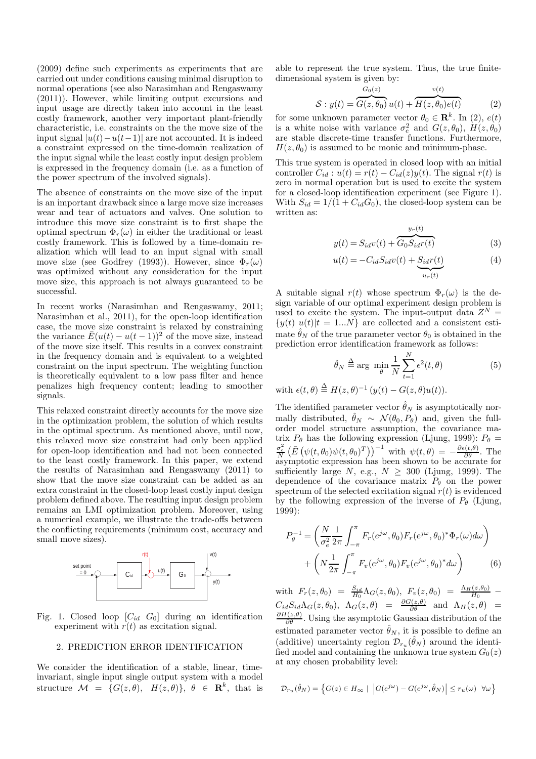(2009) define such experiments as experiments that are carried out under conditions causing minimal disruption to normal operations (see also Narasimhan and Rengaswamy (2011)). However, while limiting output excursions and input usage are directly taken into account in the least costly framework, another very important plant-friendly characteristic, i.e. constraints on the the move size of the input signal $|u(t)-u(t-1)|$ are not accounted. It is indeed a constraint expressed on the time-domain realization of the input signal while the least costly input design problem is expressed in the frequency domain (i.e. as a function of the power spectrum of the involved signals).

The absence of constraints on the move size of the input is an important drawback since a large move size increases wear and tear of actuators and valves. One solution to introduce this move size constraint is to first shape the optimal spectrum $\Phi_r(\omega)$ in either the traditional or least costly framework. This is followed by a time-domain realization which will lead to an input signal with small move size (see Godfrey (1993)). However, since $\Phi_r(\omega)$ was optimized without any consideration for the input move size, this approach is not always guaranteed to be successful.

In recent works (Narasimhan and Rengaswamy, 2011; Narasimhan et al., 2011), for the open-loop identification case, the move size constraint is relaxed by constraining the variance $\bar{E}(u(t)-u(t-1))^2$ of the move size, instead of the move size itself. This results in a convex constraint in the frequency domain and is equivalent to a weighted constraint on the input spectrum. The weighting function is theoretically equivalent to a low pass filter and hence penalizes high frequency content; leading to smoother signals.

This relaxed constraint directly accounts for the move size in the optimization problem, the solution of which results in the optimal spectrum. As mentioned above, until now, this relaxed move size constraint had only been applied for open-loop identification and had not been connected to the least costly framework. In this paper, we extend the results of Narasimhan and Rengaswamy (2011) to show that the move size constraint can be added as an extra constraint in the closed-loop least costly input design problem defined above. The resulting input design problem remains an LMI optimization problem. Moreover, using a numerical example, we illustrate the trade-offs between the conflicting requirements (minimum cost, accuracy and small move sizes).

Fig. 1. Closed loop $[C_{id}\ G_0]$ during an identification experiment with $r(t)$ as excitation signal.

## 2. PREDICTION ERROR IDENTIFICATION

We consider the identification of a stable, linear, time-invariant, single input single output system with a model structure $\mathcal{M} = \{G(z,\theta),\ H(z,\theta)\},\ \theta \in \mathbf{R}^k$, that is able to represent the true system. Thus, the true finite-dimensional system is given by:

$$\mathcal{S} : y(t) = \overbrace{G(z,\theta_0)}^{G_0(z)} u(t) + \overbrace{H(z,\theta_0)e(t)}^{v(t)} \tag{2}$$

for some unknown parameter vector $\theta_0 \in \mathbf{R}^k$. In (2), $e(t)$ is a white noise with variance $\sigma_e^2$ and $G(z,\theta_0)$, $H(z,\theta_0)$ are stable discrete-time transfer functions. Furthermore, $H(z,\theta_0)$ is assumed to be monic and minimum-phase.

This true system is operated in closed loop with an initial controller $C_{id} : u(t) = r(t) - C_{id}(z)y(t)$. The signal $r(t)$ is zero in normal operation but is used to excite the system for a closed-loop identification experiment (see Figure 1). With $S_{id} = 1/(1 + C_{id}G_0)$, the closed-loop system can be written as:

$$y(t) = S_{id}v(t) + \overbrace{G_0 S_{id} r(t)}^{y_r(t)} \tag{3}$$

$$u(t) = -C_{id}S_{id}v(t) + \underbrace{S_{id}r(t)}_{u_r(t)} \tag{4}$$

A suitable signal $r(t)$ whose spectrum $\Phi_r(\omega)$ is the design variable of our optimal experiment design problem is used to excite the system. The input-output data $Z^N = \{y(t)\ u(t) | t = 1...N\}$ are collected and a consistent estimate $\hat{\theta}_N$ of the true parameter vector $\theta_0$ is obtained in the prediction error identification framework as follows:

$$\hat{\theta}_N \triangleq \arg\ \min_{\theta} \frac{1}{N}\sum_{t=1}^{N} \epsilon^2(t,\theta) \tag{5}$$

with $\epsilon(t,\theta) \triangleq H(z,\theta)^{-1}(y(t) - G(z,\theta)u(t))$.

The identified parameter vector $\hat{\theta}_N$ is asymptotically normally distributed, $\hat{\theta}_N \sim \mathcal{N}(\theta_0, P_\theta)$ and, given the full-order model structure assumption, the covariance matrix $P_\theta$ has the following expression (Ljung, 1999): $P_\theta = \frac{\sigma_e^2}{N}\left(\bar{E}\left(\psi(t,\theta_0)\psi(t,\theta_0)^T\right)\right)^{-1}$ with $\psi(t,\theta) = -\frac{\partial\epsilon(t,\theta)}{\partial\theta}$. The asymptotic expression has been shown to be accurate for sufficiently large $N$, e.g., $N \geq 300$ (Ljung, 1999). The dependence of the covariance matrix $P_\theta$ on the power spectrum of the selected excitation signal $r(t)$ is evidenced by the following expression of the inverse of $P_\theta$ (Ljung, 1999):

$$P_\theta^{-1} = \left(\frac{N}{\sigma_e^2}\frac{1}{2\pi}\int_{-\pi}^{\pi} F_r(e^{j\omega},\theta_0)F_r(e^{j\omega},\theta_0)^*\Phi_r(\omega)d\omega\right) + \left(N\frac{1}{2\pi}\int_{-\pi}^{\pi} F_v(e^{j\omega},\theta_0)F_v(e^{j\omega},\theta_0)^* d\omega\right) \tag{6}$$

with $F_r(z,\theta_0) = \frac{S_{id}}{H_0}\Lambda_G(z,\theta_0)$, $F_v(z,\theta_0) = \frac{\Lambda_H(z,\theta_0)}{H_0} - C_{id}S_{id}\Lambda_G(z,\theta_0)$, $\Lambda_G(z,\theta) = \frac{\partial G(z,\theta)}{\partial\theta}$ and $\Lambda_H(z,\theta) = \frac{\partial H(z,\theta)}{\partial\theta}$. Using the asymptotic Gaussian distribution of the estimated parameter vector $\hat{\theta}_N$, it is possible to define an (additive) uncertainty region $\mathcal{D}_{r_u}(\hat{\theta}_N)$ around the identified model and containing the unknown true system $G_0(z)$ at any chosen probability level:

$$\mathcal{D}_{r_u}(\hat{\theta}_N) = \left\{G(z) \in H_\infty \ |\ \left|G(e^{j\omega}) - G(e^{j\omega},\hat{\theta}_N)\right| \leq r_u(\omega) \ \ \forall\omega\right\}$$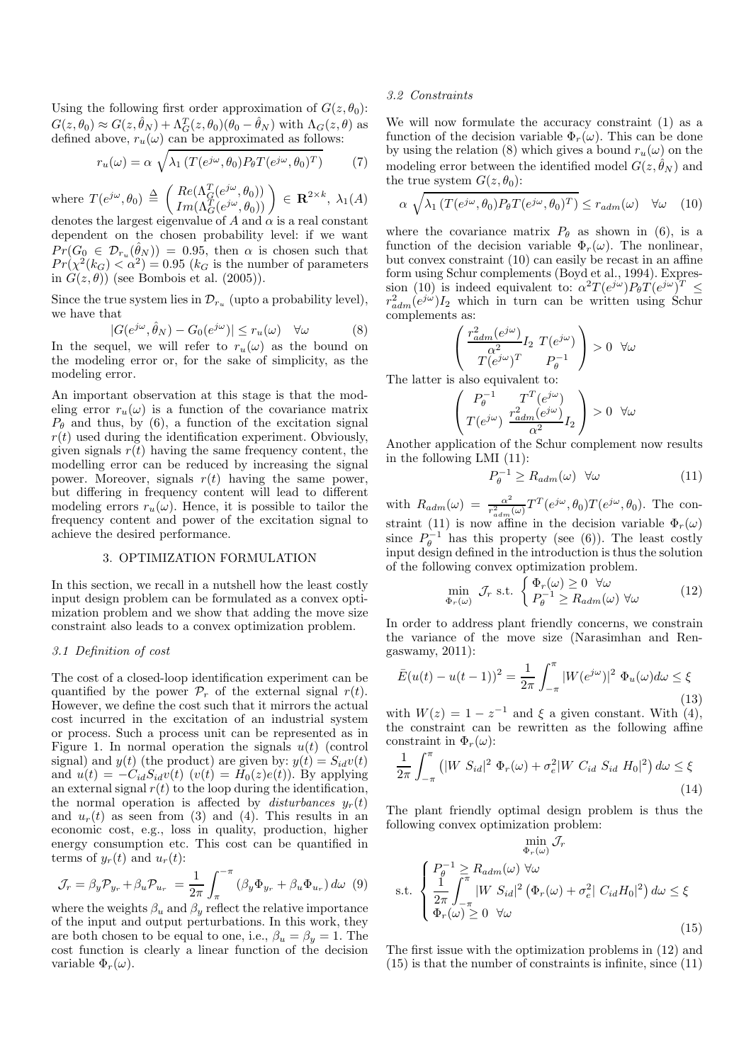Using the following first order approximation of $G(z, \theta_0)$: $G(z, \theta_0) \approx G(z, \hat{\theta}_N) + \Lambda_G^T(z, \theta_0)(\theta_0 - \hat{\theta}_N)$ with $\Lambda_G(z, \theta)$ as defined above, $r_u(\omega)$ can be approximated as follows:

$$r_u(\omega) = \alpha \sqrt{\lambda_1 \left(T(e^{j\omega}, \theta_0) P_\theta T(e^{j\omega}, \theta_0)^T\right)} \tag{7}$$

where $T(e^{j\omega}, \theta_0) \triangleq \begin{pmatrix} Re(\Lambda_G^T(e^{j\omega}, \theta_0)) \\ Im(\Lambda_G^T(e^{j\omega}, \theta_0)) \end{pmatrix} \in \mathbf{R}^{2 \times k}$, $\lambda_1(A)$ denotes the largest eigenvalue of $A$ and $\alpha$ is a real constant dependent on the chosen probability level: if we want $Pr(G_0 \in \mathcal{D}_{r_u}(\hat{\theta}_N)) = 0.95$, then $\alpha$ is chosen such that $Pr(\chi^2(k_G) < \alpha^2) = 0.95$ ($k_G$ is the number of parameters in $G(z, \theta)$) (see Bombois et al. (2005)).

Since the true system lies in $\mathcal{D}_{r_u}$ (upto a probability level), we have that

$$|G(e^{j\omega}, \hat{\theta}_N) - G_0(e^{j\omega})| \leq r_u(\omega) \quad \forall \omega \tag{8}$$

In the sequel, we will refer to $r_u(\omega)$ as the bound on the modeling error or, for the sake of simplicity, as the modeling error.

An important observation at this stage is that the modeling error $r_u(\omega)$ is a function of the covariance matrix $P_\theta$ and thus, by (6), a function of the excitation signal $r(t)$ used during the identification experiment. Obviously, given signals $r(t)$ having the same frequency content, the modelling error can be reduced by increasing the signal power. Moreover, signals $r(t)$ having the same power, but differing in frequency content will lead to different modeling errors $r_u(\omega)$. Hence, it is possible to tailor the frequency content and power of the excitation signal to achieve the desired performance.

## 3. OPTIMIZATION FORMULATION

In this section, we recall in a nutshell how the least costly input design problem can be formulated as a convex optimization problem and we show that adding the move size constraint also leads to a convex optimization problem.

### 3.1 Definition of cost

The cost of a closed-loop identification experiment can be quantified by the power $\mathcal{P}_r$ of the external signal $r(t)$. However, we define the cost such that it mirrors the actual cost incurred in the excitation of an industrial system or process. Such a process unit can be represented as in Figure 1. In normal operation the signals $u(t)$ (control signal) and $y(t)$ (the product) are given by: $y(t) = S_{id}v(t)$ and $u(t) = -C_{id}S_{id}v(t)$ ($v(t) = H_0(z)e(t)$). By applying an external signal $r(t)$ to the loop during the identification, the normal operation is affected by *disturbances* $y_r(t)$ and $u_r(t)$ as seen from (3) and (4). This results in an economic cost, e.g., loss in quality, production, higher energy consumption etc. This cost can be quantified in terms of $y_r(t)$ and $u_r(t)$:

$$\mathcal{J}_r = \beta_y \mathcal{P}_{y_r} + \beta_u \mathcal{P}_{u_r} = \frac{1}{2\pi} \int_{\pi}^{-\pi} (\beta_y \Phi_{y_r} + \beta_u \Phi_{u_r})\, d\omega \tag{9}$$

where the weights $\beta_u$ and $\beta_y$ reflect the relative importance of the input and output perturbations. In this work, they are both chosen to be equal to one, i.e., $\beta_u = \beta_y = 1$. The cost function is clearly a linear function of the decision variable $\Phi_r(\omega)$.

### 3.2 Constraints

We will now formulate the accuracy constraint (1) as a function of the decision variable $\Phi_r(\omega)$. This can be done by using the relation (8) which gives a bound $r_u(\omega)$ on the modeling error between the identified model $G(z, \hat{\theta}_N)$ and the true system $G(z, \theta_0)$:

$$\alpha \sqrt{\lambda_1 \left(T(e^{j\omega}, \theta_0) P_\theta T(e^{j\omega}, \theta_0)^T\right)} \leq r_{adm}(\omega) \quad \forall \omega \tag{10}$$

where the covariance matrix $P_\theta$ as shown in (6), is a function of the decision variable $\Phi_r(\omega)$. The nonlinear, but convex constraint (10) can easily be recast in an affine form using Schur complements (Boyd et al., 1994). Expression (10) is indeed equivalent to: $\alpha^2 T(e^{j\omega}) P_\theta T(e^{j\omega})^T \leq r_{adm}^2(e^{j\omega}) I_2$ which in turn can be written using Schur complements as:

$$\begin{pmatrix} \frac{r_{adm}^2(e^{j\omega})}{\alpha^2} I_2 & T(e^{j\omega}) \\ T(e^{j\omega})^T & P_\theta^{-1} \end{pmatrix} > 0 \quad \forall \omega$$

The latter is also equivalent to:

$$\begin{pmatrix} P_\theta^{-1} & T^T(e^{j\omega}) \\ T(e^{j\omega}) & \frac{r_{adm}^2(e^{j\omega})}{\alpha^2} I_2 \end{pmatrix} > 0 \quad \forall \omega$$

Another application of the Schur complement now results in the following LMI (11):

$$P_\theta^{-1} \geq R_{adm}(\omega) \quad \forall \omega \tag{11}$$

with $R_{adm}(\omega) = \frac{\alpha^2}{r_{adm}^2(\omega)} T^T(e^{j\omega}, \theta_0) T(e^{j\omega}, \theta_0)$. The constraint (11) is now affine in the decision variable $\Phi_r(\omega)$ since $P_\theta^{-1}$ has this property (see (6)). The least costly input design defined in the introduction is thus the solution of the following convex optimization problem.

$$\min_{\Phi_r(\omega)} \mathcal{J}_r \text{ s.t. } \begin{cases} \Phi_r(\omega) \geq 0 \ \ \forall \omega \\ P_\theta^{-1} \geq R_{adm}(\omega) \ \forall \omega \end{cases} \tag{12}$$

In order to address plant friendly concerns, we constrain the variance of the move size (Narasimhan and Rengaswamy, 2011):

$$\bar{E}(u(t) - u(t-1))^2 = \frac{1}{2\pi} \int_{-\pi}^{\pi} |W(e^{j\omega})|^2\, \Phi_u(\omega) d\omega \leq \xi \tag{13}$$

with $W(z) = 1 - z^{-1}$ and $\xi$ a given constant. With (4), the constraint can be rewritten as the following affine constraint in $\Phi_r(\omega)$:

$$\frac{1}{2\pi} \int_{-\pi}^{\pi} \left(|W\ S_{id}|^2\ \Phi_r(\omega) + \sigma_e^2 |W\ C_{id}\ S_{id}\ H_0|^2\right) d\omega \leq \xi \tag{14}$$

The plant friendly optimal design problem is thus the following convex optimization problem:

$$\min_{\Phi_r(\omega)} \mathcal{J}_r$$
$$\text{s.t. } \begin{cases} P_\theta^{-1} \geq R_{adm}(\omega) \ \forall \omega \\ \frac{1}{2\pi} \int_{-\pi}^{\pi} |W\ S_{id}|^2 \left(\Phi_r(\omega) + \sigma_e^2 |\ C_{id} H_0|^2\right) d\omega \leq \xi \\ \Phi_r(\omega) \geq 0 \ \ \forall \omega \end{cases} \tag{15}$$

The first issue with the optimization problems in (12) and (15) is that the number of constraints is infinite, since (11)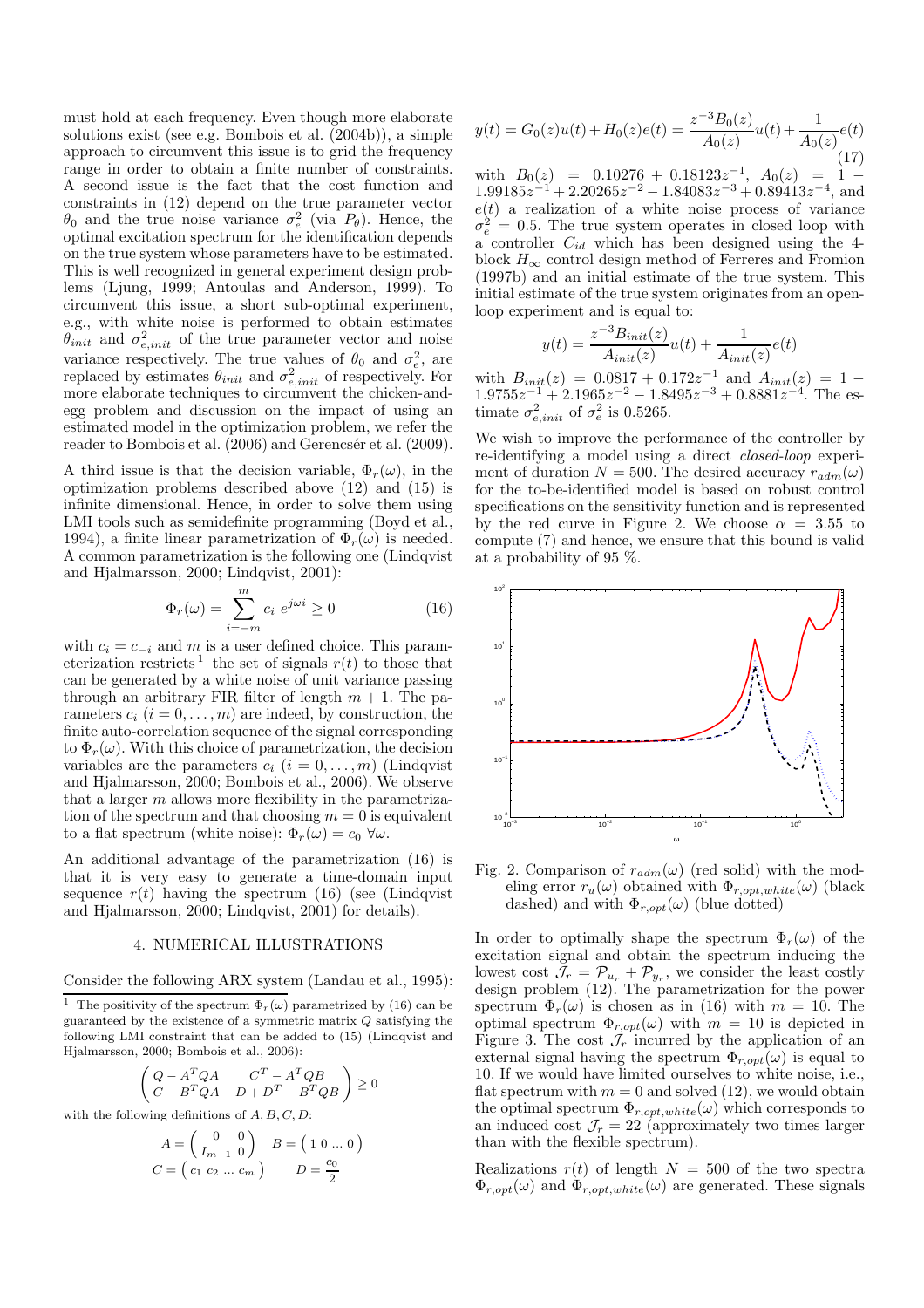must hold at each frequency. Even though more elaborate solutions exist (see e.g. Bombois et al. (2004b)), a simple approach to circumvent this issue is to grid the frequency range in order to obtain a finite number of constraints. A second issue is the fact that the cost function and constraints in (12) depend on the true parameter vector $\theta_0$ and the true noise variance $\sigma_e^2$ (via $P_\theta$). Hence, the optimal excitation spectrum for the identification depends on the true system whose parameters have to be estimated. This is well recognized in general experiment design problems (Ljung, 1999; Antoulas and Anderson, 1999). To circumvent this issue, a short sub-optimal experiment, e.g., with white noise is performed to obtain estimates $\theta_{init}$ and $\sigma_{e,init}^2$ of the true parameter vector and noise variance respectively. The true values of $\theta_0$ and $\sigma_e^2$, are replaced by estimates $\theta_{init}$ and $\sigma_{e,init}^2$ of respectively. For more elaborate techniques to circumvent the chicken-and-egg problem and discussion on the impact of using an estimated model in the optimization problem, we refer the reader to Bombois et al. (2006) and Gerencsér et al. (2009).

A third issue is that the decision variable, $\Phi_r(\omega)$, in the optimization problems described above (12) and (15) is infinite dimensional. Hence, in order to solve them using LMI tools such as semidefinite programming (Boyd et al., 1994), a finite linear parametrization of $\Phi_r(\omega)$ is needed. A common parametrization is the following one (Lindqvist and Hjalmarsson, 2000; Lindqvist, 2001):

$$\Phi_r(\omega) = \sum_{i=-m}^{m} c_i \; e^{j\omega i} \geq 0 \tag{16}$$

with $c_i = c_{-i}$ and $m$ is a user defined choice. This parameterization restricts [1] the set of signals $r(t)$ to those that can be generated by a white noise of unit variance passing through an arbitrary FIR filter of length $m+1$. The parameters $c_i$ $(i = 0, \ldots, m)$ are indeed, by construction, the finite auto-correlation sequence of the signal corresponding to $\Phi_r(\omega)$. With this choice of parametrization, the decision variables are the parameters $c_i$ $(i = 0, \ldots, m)$ (Lindqvist and Hjalmarsson, 2000; Bombois et al., 2006). We observe that a larger $m$ allows more flexibility in the parametrization of the spectrum and that choosing $m = 0$ is equivalent to a flat spectrum (white noise): $\Phi_r(\omega) = c_0 \; \forall \omega$.

An additional advantage of the parametrization (16) is that it is very easy to generate a time-domain input sequence $r(t)$ having the spectrum (16) (see (Lindqvist and Hjalmarsson, 2000; Lindqvist, 2001) for details).

## 4. NUMERICAL ILLUSTRATIONS

Consider the following ARX system (Landau et al., 1995):

$$y(t) = G_0(z)u(t) + H_0(z)e(t) = \frac{z^{-3}B_0(z)}{A_0(z)}u(t) + \frac{1}{A_0(z)}e(t) \tag{17}$$

with $B_0(z) = 0.10276 + 0.18123z^{-1}$, $A_0(z) = 1 - 1.99185z^{-1} + 2.20265z^{-2} - 1.84083z^{-3} + 0.89413z^{-4}$, and $e(t)$ a realization of a white noise process of variance $\sigma_e^2 = 0.5$. The true system operates in closed loop with a controller $C_{id}$ which has been designed using the 4-block $H_\infty$ control design method of Ferreres and Fromion (1997b) and an initial estimate of the true system. This initial estimate of the true system originates from an open-loop experiment and is equal to:

$$y(t) = \frac{z^{-3}B_{init}(z)}{A_{init}(z)}u(t) + \frac{1}{A_{init}(z)}e(t)$$

with $B_{init}(z) = 0.0817 + 0.172z^{-1}$ and $A_{init}(z) = 1 - 1.9755z^{-1} + 2.1965z^{-2} - 1.8495z^{-3} + 0.8881z^{-4}$. The estimate $\sigma_{e,init}^2$ of $\sigma_e^2$ is 0.5265.

We wish to improve the performance of the controller by re-identifying a model using a direct *closed-loop* experiment of duration $N = 500$. The desired accuracy $r_{adm}(\omega)$ for the to-be-identified model is based on robust control specifications on the sensitivity function and is represented by the red curve in Figure 2. We choose $\alpha = 3.55$ to compute (7) and hence, we ensure that this bound is valid at a probability of 95 %.

Fig. 2. Comparison of $r_{adm}(\omega)$ (red solid) with the modeling error $r_u(\omega)$ obtained with $\Phi_{r,opt,white}(\omega)$ (black dashed) and with $\Phi_{r,opt}(\omega)$ (blue dotted)

In order to optimally shape the spectrum $\Phi_r(\omega)$ of the excitation signal and obtain the spectrum inducing the lowest cost $\mathcal{J}_r = \mathcal{P}_{u_r} + \mathcal{P}_{y_r}$, we consider the least costly design problem (12). The parametrization for the power spectrum $\Phi_r(\omega)$ is chosen as in (16) with $m = 10$. The optimal spectrum $\Phi_{r,opt}(\omega)$ with $m = 10$ is depicted in Figure 3. The cost $\mathcal{J}_r$ incurred by the application of an external signal having the spectrum $\Phi_{r,opt}(\omega)$ is equal to 10. If we would have limited ourselves to white noise, i.e., flat spectrum with $m = 0$ and solved (12), we would obtain the optimal spectrum $\Phi_{r,opt,white}(\omega)$ which corresponds to an induced cost $\mathcal{J}_r = 22$ (approximately two times larger than with the flexible spectrum).

Realizations $r(t)$ of length $N = 500$ of the two spectra $\Phi_{r,opt}(\omega)$ and $\Phi_{r,opt,white}(\omega)$ are generated. These signals

---

[1] The positivity of the spectrum $\Phi_r(\omega)$ parametrized by (16) can be guaranteed by the existence of a symmetric matrix $Q$ satisfying the following LMI constraint that can be added to (15) (Lindqvist and Hjalmarsson, 2000; Bombois et al., 2006):

$$\begin{pmatrix} Q - A^T Q A & C^T - A^T Q B \\ C - B^T Q A & D + D^T - B^T Q B \end{pmatrix} \geq 0$$

with the following definitions of $A, B, C, D$:

$$A = \begin{pmatrix} 0 & 0 \\ I_{m-1} & 0 \end{pmatrix} \quad B = \begin{pmatrix} 1 \; 0 \ldots 0 \end{pmatrix}$$

$$C = \begin{pmatrix} c_1 \; c_2 \ldots c_m \end{pmatrix} \quad D = \frac{c_0}{2}$$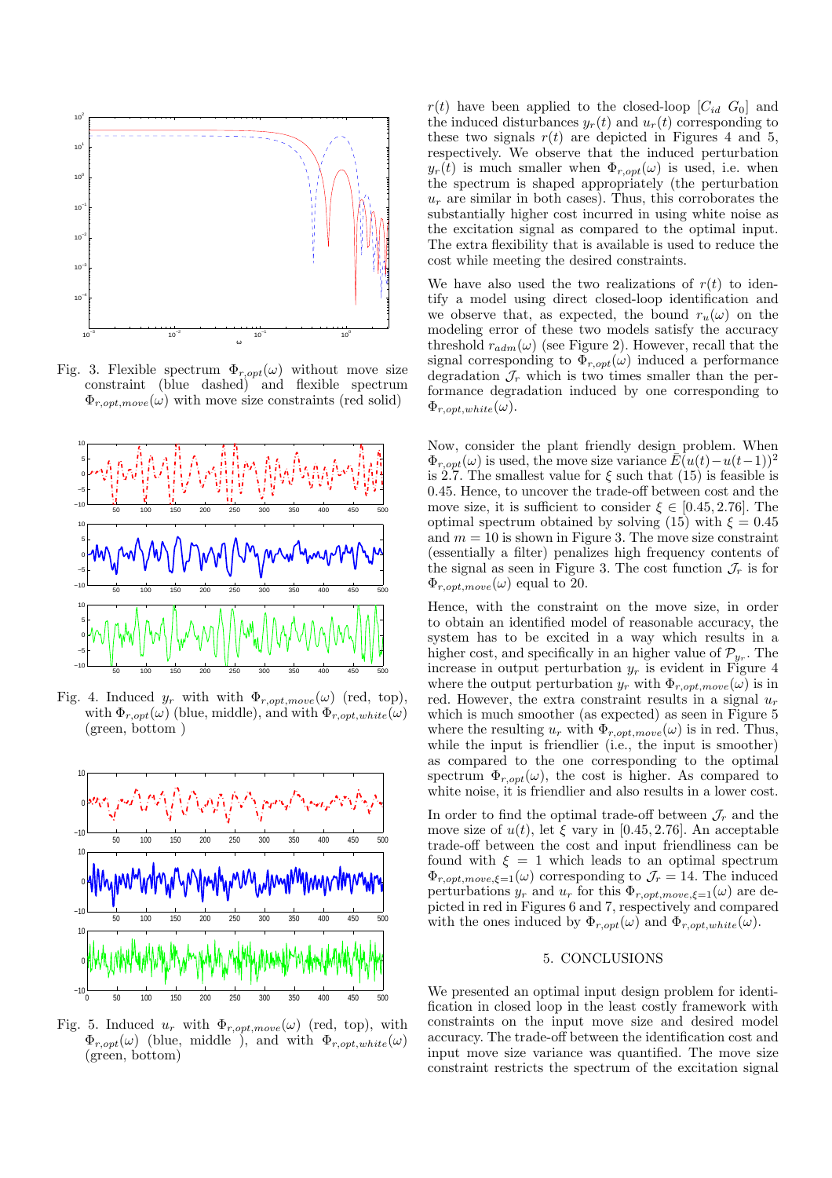Fig. 3. Flexible spectrum $\Phi_{r,opt}(\omega)$ without move size constraint (blue dashed) and flexible spectrum $\Phi_{r,opt,move}(\omega)$ with move size constraints (red solid)

Fig. 4. Induced $y_r$ with with $\Phi_{r,opt,move}(\omega)$ (red, top), with $\Phi_{r,opt}(\omega)$ (blue, middle), and with $\Phi_{r,opt,white}(\omega)$ (green, bottom )

Fig. 5. Induced $u_r$ with $\Phi_{r,opt,move}(\omega)$ (red, top), with $\Phi_{r,opt}(\omega)$ (blue, middle ), and with $\Phi_{r,opt,white}(\omega)$ (green, bottom)

$r(t)$ have been applied to the closed-loop $[C_{id}\ G_0]$ and the induced disturbances $y_r(t)$ and $u_r(t)$ corresponding to these two signals $r(t)$ are depicted in Figures 4 and 5, respectively. We observe that the induced perturbation $y_r(t)$ is much smaller when $\Phi_{r,opt}(\omega)$ is used, i.e. when the spectrum is shaped appropriately (the perturbation $u_r$ are similar in both cases). Thus, this corroborates the substantially higher cost incurred in using white noise as the excitation signal as compared to the optimal input. The extra flexibility that is available is used to reduce the cost while meeting the desired constraints.

We have also used the two realizations of $r(t)$ to identify a model using direct closed-loop identification and we observe that, as expected, the bound $r_u(\omega)$ on the modeling error of these two models satisfy the accuracy threshold $r_{adm}(\omega)$ (see Figure 2). However, recall that the signal corresponding to $\Phi_{r,opt}(\omega)$ induced a performance degradation $\mathcal{J}_r$ which is two times smaller than the performance degradation induced by one corresponding to $\Phi_{r,opt,white}(\omega)$.

Now, consider the plant friendly design problem. When $\Phi_{r,opt}(\omega)$ is used, the move size variance $\bar{E}(u(t)-u(t-1))^2$ is 2.7. The smallest value for $\xi$ such that (15) is feasible is 0.45. Hence, to uncover the trade-off between cost and the move size, it is sufficient to consider $\xi \in [0.45, 2.76]$. The optimal spectrum obtained by solving (15) with $\xi = 0.45$ and $m = 10$ is shown in Figure 3. The move size constraint (essentially a filter) penalizes high frequency contents of the signal as seen in Figure 3. The cost function $\mathcal{J}_r$ is for $\Phi_{r,opt,move}(\omega)$ equal to 20.

Hence, with the constraint on the move size, in order to obtain an identified model of reasonable accuracy, the system has to be excited in a way which results in a higher cost, and specifically in an higher value of $\mathcal{P}_{y_r}$. The increase in output perturbation $y_r$ is evident in Figure 4 where the output perturbation $y_r$ with $\Phi_{r,opt,move}(\omega)$ is in red. However, the extra constraint results in a signal $u_r$ which is much smoother (as expected) as seen in Figure 5 where the resulting $u_r$ with $\Phi_{r,opt,move}(\omega)$ is in red. Thus, while the input is friendlier (i.e., the input is smoother) as compared to the one corresponding to the optimal spectrum $\Phi_{r,opt}(\omega)$, the cost is higher. As compared to white noise, it is friendlier and also results in a lower cost.

In order to find the optimal trade-off between $\mathcal{J}_r$ and the move size of $u(t)$, let $\xi$ vary in [0.45, 2.76]. An acceptable trade-off between the cost and input friendliness can be found with $\xi = 1$ which leads to an optimal spectrum $\Phi_{r,opt,move,\xi=1}(\omega)$ corresponding to $\mathcal{J}_r = 14$. The induced perturbations $y_r$ and $u_r$ for this $\Phi_{r,opt,move,\xi=1}(\omega)$ are depicted in red in Figures 6 and 7, respectively and compared with the ones induced by $\Phi_{r,opt}(\omega)$ and $\Phi_{r,opt,white}(\omega)$.

## 5. CONCLUSIONS

We presented an optimal input design problem for identification in closed loop in the least costly framework with constraints on the input move size and desired model accuracy. The trade-off between the identification cost and input move size variance was quantified. The move size constraint restricts the spectrum of the excitation signal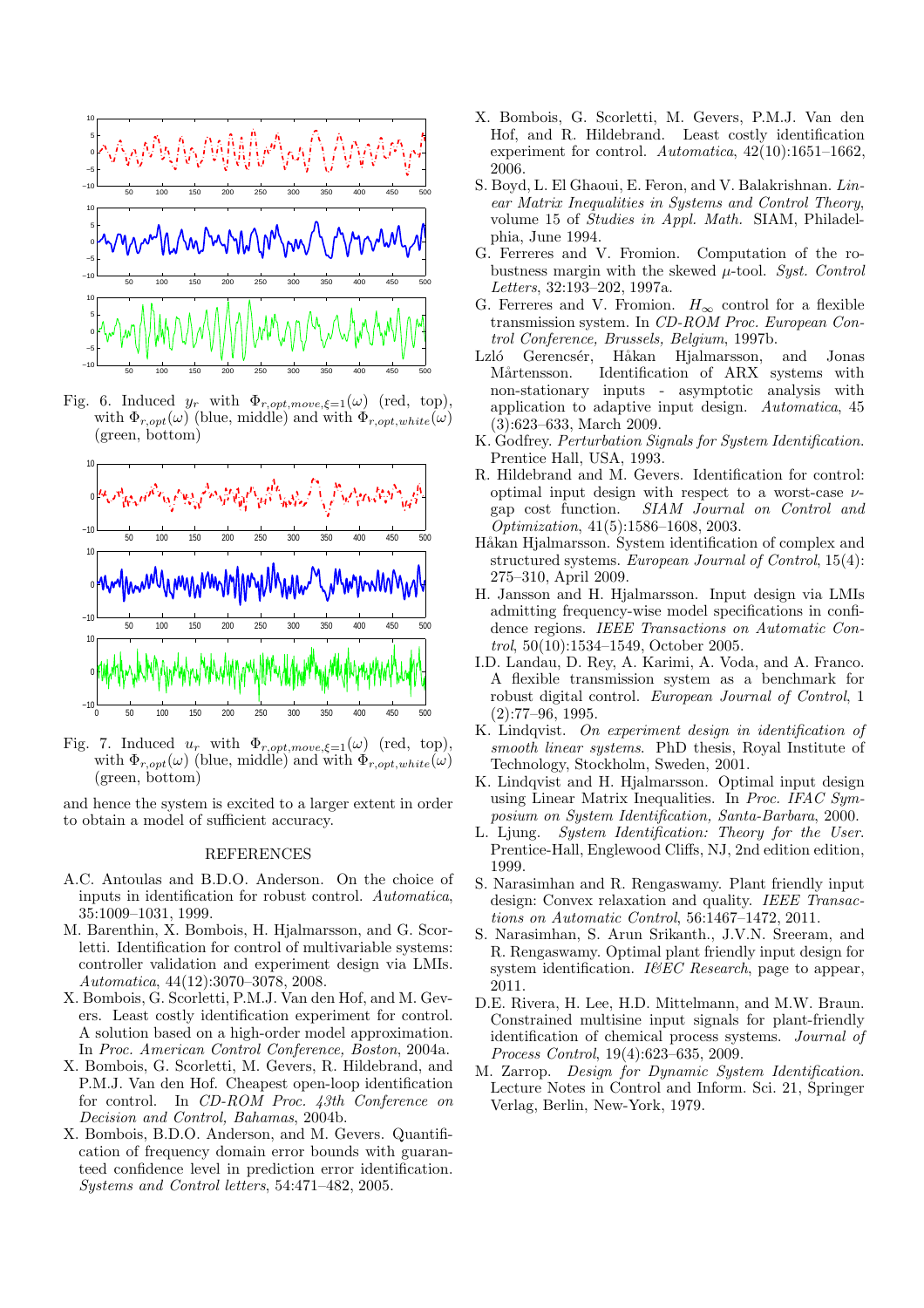10
5
0
−5
−10
50 100 150 200 250 300 350 400 450 500

10
5
0
−5
−10
50 100 150 200 250 300 350 400 450 500

10
5
0
−5
−10
50 100 150 200 250 300 350 400 450 500

Fig. 6. Induced $y_r$ with $\Phi_{r,opt,move,\xi=1}(\omega)$ (red, top), with $\Phi_{r,opt}(\omega)$ (blue, middle) and with $\Phi_{r,opt,white}(\omega)$ (green, bottom)

10
0
−10
50 100 150 200 250 300 350 400 450 500

10
0
−10
50 100 150 200 250 300 350 400 450 500

10
0
−10
0 50 100 150 200 250 300 350 400 450 500

Fig. 7. Induced $u_r$ with $\Phi_{r,opt,move,\xi=1}(\omega)$ (red, top), with $\Phi_{r,opt}(\omega)$ (blue, middle) and with $\Phi_{r,opt,white}(\omega)$ (green, bottom)

and hence the system is excited to a larger extent in order to obtain a model of sufficient accuracy.

## REFERENCES

A.C. Antoulas and B.D.O. Anderson. On the choice of inputs in identification for robust control. *Automatica*, 35:1009–1031, 1999.

M. Barenthin, X. Bombois, H. Hjalmarsson, and G. Scorletti. Identification for control of multivariable systems: controller validation and experiment design via LMIs. *Automatica*, 44(12):3070–3078, 2008.

X. Bombois, G. Scorletti, P.M.J. Van den Hof, and M. Gevers. Least costly identification experiment for control. A solution based on a high-order model approximation. In *Proc. American Control Conference, Boston*, 2004a.

X. Bombois, G. Scorletti, M. Gevers, R. Hildebrand, and P.M.J. Van den Hof. Cheapest open-loop identification for control. In *CD-ROM Proc. 43th Conference on Decision and Control, Bahamas*, 2004b.

X. Bombois, B.D.O. Anderson, and M. Gevers. Quantification of frequency domain error bounds with guaranteed confidence level in prediction error identification. *Systems and Control letters*, 54:471–482, 2005.

X. Bombois, G. Scorletti, M. Gevers, P.M.J. Van den Hof, and R. Hildebrand. Least costly identification experiment for control. *Automatica*, 42(10):1651–1662, 2006.

S. Boyd, L. El Ghaoui, E. Feron, and V. Balakrishnan. *Linear Matrix Inequalities in Systems and Control Theory*, volume 15 of *Studies in Appl. Math.* SIAM, Philadelphia, June 1994.

G. Ferreres and V. Fromion. Computation of the robustness margin with the skewed $\mu$-tool. *Syst. Control Letters*, 32:193–202, 1997a.

G. Ferreres and V. Fromion. $H_\infty$ control for a flexible transmission system. In *CD-ROM Proc. European Control Conference, Brussels, Belgium*, 1997b.

Lzló Gerencsér, Håkan Hjalmarsson, and Jonas Mårtensson. Identification of ARX systems with non-stationary inputs - asymptotic analysis with application to adaptive input design. *Automatica*, 45 (3):623–633, March 2009.

K. Godfrey. *Perturbation Signals for System Identification*. Prentice Hall, USA, 1993.

R. Hildebrand and M. Gevers. Identification for control: optimal input design with respect to a worst-case $\nu$-gap cost function. *SIAM Journal on Control and Optimization*, 41(5):1586–1608, 2003.

Håkan Hjalmarsson. System identification of complex and structured systems. *European Journal of Control*, 15(4): 275–310, April 2009.

H. Jansson and H. Hjalmarsson. Input design via LMIs admitting frequency-wise model specifications in confidence regions. *IEEE Transactions on Automatic Control*, 50(10):1534–1549, October 2005.

I.D. Landau, D. Rey, A. Karimi, A. Voda, and A. Franco. A flexible transmission system as a benchmark for robust digital control. *European Journal of Control*, 1 (2):77–96, 1995.

K. Lindqvist. *On experiment design in identification of smooth linear systems*. PhD thesis, Royal Institute of Technology, Stockholm, Sweden, 2001.

K. Lindqvist and H. Hjalmarsson. Optimal input design using Linear Matrix Inequalities. In *Proc. IFAC Symposium on System Identification, Santa-Barbara*, 2000.

L. Ljung. *System Identification: Theory for the User*. Prentice-Hall, Englewood Cliffs, NJ, 2nd edition edition, 1999.

S. Narasimhan and R. Rengaswamy. Plant friendly input design: Convex relaxation and quality. *IEEE Transactions on Automatic Control*, 56:1467–1472, 2011.

S. Narasimhan, S. Arun Srikanth., J.V.N. Sreeram, and R. Rengaswamy. Optimal plant friendly input design for system identification. *I&EC Research*, page to appear, 2011.

D.E. Rivera, H. Lee, H.D. Mittelmann, and M.W. Braun. Constrained multisine input signals for plant-friendly identification of chemical process systems. *Journal of Process Control*, 19(4):623–635, 2009.

M. Zarrop. *Design for Dynamic System Identification*. Lecture Notes in Control and Inform. Sci. 21, Springer Verlag, Berlin, New-York, 1979.